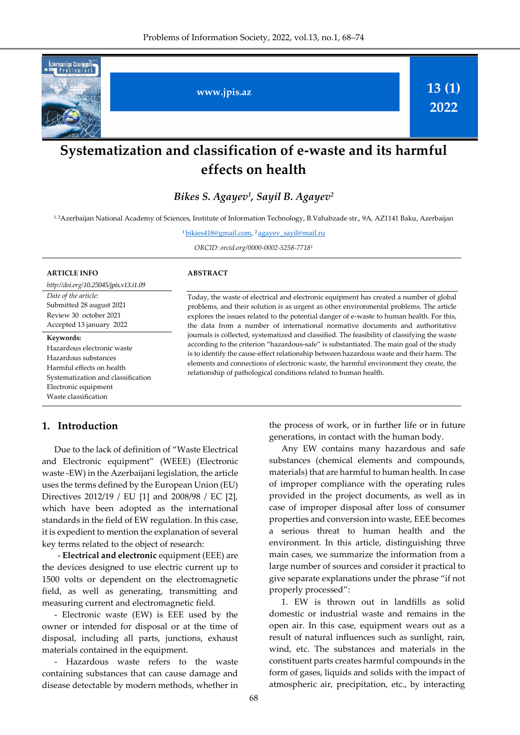# Systematization and classification of e-waste and its harmful effects on health

*Bikes S. Agayev[1], Sayil B. Agayev[2]*

[1, 2]Azerbaijan National Academy of Sciences, Institute of Information Technology, B.Vahabzade str., 9A, AZ1141 Baku, Azerbaijan

[1]bikies418@gmail.com, [2]agayev_sayil@mail.ru

*ORCID: orcid.org/0000-0002-5258-7718[1]*

**ARTICLE INFO**

*http://doi.org/10.25045/jpis.v13.i1.09*

*Date of the article:*
Submitted 28 august 2021
Review 30 october 2021
Accepted 13 january 2022

**Keywords:**
Hazardous electronic waste
Hazardous substances
Harmful effects on health
Systematization and classification
Electronic equipment
Waste classification

**ABSTRACT**

Today, the waste of electrical and electronic equipment has created a number of global problems, and their solution is as urgent as other environmental problems. The article explores the issues related to the potential danger of e-waste to human health. For this, the data from a number of international normative documents and authoritative journals is collected, systematized and classified. The feasibility of classifying the waste according to the criterion "hazardous-safe" is substantiated. The main goal of the study is to identify the cause-effect relationship between hazardous waste and their harm. The elements and connections of electronic waste, the harmful environment they create, the relationship of pathological conditions related to human health.

## 1. Introduction

Due to the lack of definition of "Waste Electrical and Electronic equipment" (WEEE) (Electronic waste -EW) in the Azerbaijani legislation, the article uses the terms defined by the European Union (EU) Directives 2012/19 / EU [1] and 2008/98 / EC [2], which have been adopted as the international standards in the field of EW regulation. In this case, it is expedient to mention the explanation of several key terms related to the object of research:

- **Electrical and electronic** equipment (EEE) are the devices designed to use electric current up to 1500 volts or dependent on the electromagnetic field, as well as generating, transmitting and measuring current and electromagnetic field.
- Electronic waste (EW) is EEE used by the owner or intended for disposal or at the time of disposal, including all parts, junctions, exhaust materials contained in the equipment.
- Hazardous waste refers to the waste containing substances that can cause damage and disease detectable by modern methods, whether in the process of work, or in further life or in future generations, in contact with the human body.

Any EW contains many hazardous and safe substances (chemical elements and compounds, materials) that are harmful to human health. In case of improper compliance with the operating rules provided in the project documents, as well as in case of improper disposal after loss of consumer properties and conversion into waste, EEE becomes a serious threat to human health and the environment. In this article, distinguishing three main cases, we summarize the information from a large number of sources and consider it practical to give separate explanations under the phrase "if not properly processed":

1. EW is thrown out in landfills as solid domestic or industrial waste and remains in the open air. In this case, equipment wears out as a result of natural influences such as sunlight, rain, wind, etc. The substances and materials in the constituent parts creates harmful compounds in the form of gases, liquids and solids with the impact of atmospheric air, precipitation, etc., by interacting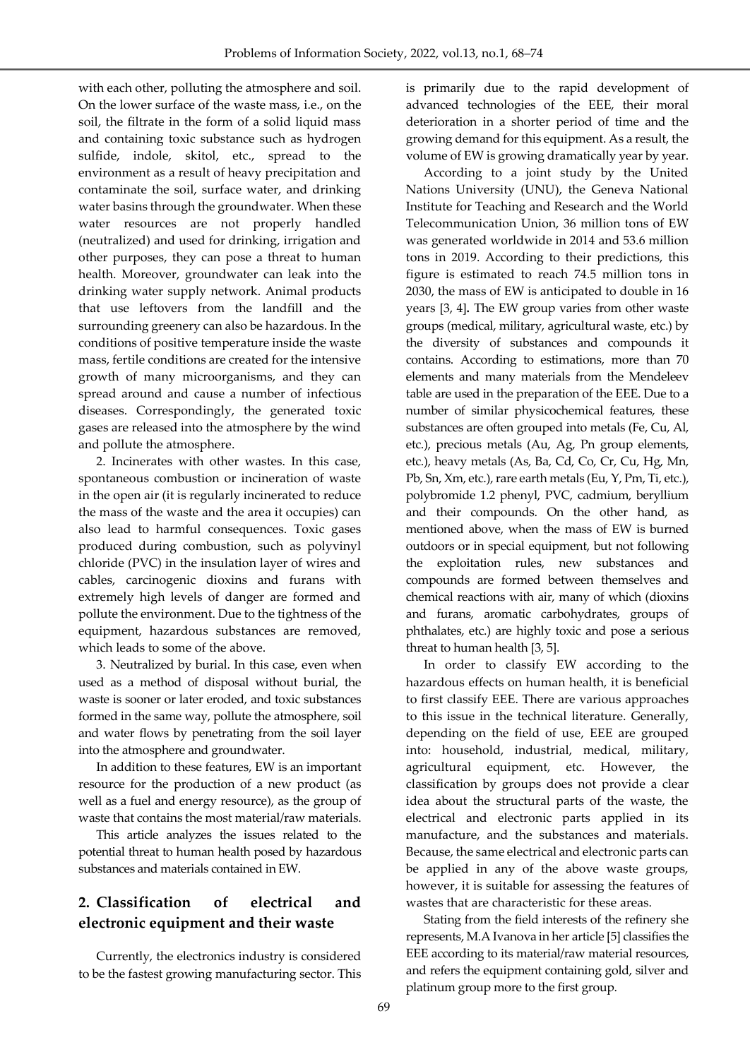with each other, polluting the atmosphere and soil. On the lower surface of the waste mass, i.e., on the soil, the filtrate in the form of a solid liquid mass and containing toxic substance such as hydrogen sulfide, indole, skitol, etc., spread to the environment as a result of heavy precipitation and contaminate the soil, surface water, and drinking water basins through the groundwater. When these water resources are not properly handled (neutralized) and used for drinking, irrigation and other purposes, they can pose a threat to human health. Moreover, groundwater can leak into the drinking water supply network. Animal products that use leftovers from the landfill and the surrounding greenery can also be hazardous. In the conditions of positive temperature inside the waste mass, fertile conditions are created for the intensive growth of many microorganisms, and they can spread around and cause a number of infectious diseases. Correspondingly, the generated toxic gases are released into the atmosphere by the wind and pollute the atmosphere.

2. Incinerates with other wastes. In this case, spontaneous combustion or incineration of waste in the open air (it is regularly incinerated to reduce the mass of the waste and the area it occupies) can also lead to harmful consequences. Toxic gases produced during combustion, such as polyvinyl chloride (PVC) in the insulation layer of wires and cables, carcinogenic dioxins and furans with extremely high levels of danger are formed and pollute the environment. Due to the tightness of the equipment, hazardous substances are removed, which leads to some of the above.

3. Neutralized by burial. In this case, even when used as a method of disposal without burial, the waste is sooner or later eroded, and toxic substances formed in the same way, pollute the atmosphere, soil and water flows by penetrating from the soil layer into the atmosphere and groundwater.

In addition to these features, EW is an important resource for the production of a new product (as well as a fuel and energy resource), as the group of waste that contains the most material/raw materials.

This article analyzes the issues related to the potential threat to human health posed by hazardous substances and materials contained in EW.

## 2. Classification of electrical and electronic equipment and their waste

Currently, the electronics industry is considered to be the fastest growing manufacturing sector. This is primarily due to the rapid development of advanced technologies of the EEE, their moral deterioration in a shorter period of time and the growing demand for this equipment. As a result, the volume of EW is growing dramatically year by year.

According to a joint study by the United Nations University (UNU), the Geneva National Institute for Teaching and Research and the World Telecommunication Union, 36 million tons of EW was generated worldwide in 2014 and 53.6 million tons in 2019. According to their predictions, this figure is estimated to reach 74.5 million tons in 2030, the mass of EW is anticipated to double in 16 years [3, 4]. The EW group varies from other waste groups (medical, military, agricultural waste, etc.) by the diversity of substances and compounds it contains. According to estimations, more than 70 elements and many materials from the Mendeleev table are used in the preparation of the EEE. Due to a number of similar physicochemical features, these substances are often grouped into metals (Fe, Cu, Al, etc.), precious metals (Au, Ag, Pn group elements, etc.), heavy metals (As, Ba, Cd, Co, Cr, Cu, Hg, Mn, Pb, Sn, Xm, etc.), rare earth metals (Eu, Y, Pm, Ti, etc.), polybromide 1.2 phenyl, PVC, cadmium, beryllium and their compounds. On the other hand, as mentioned above, when the mass of EW is burned outdoors or in special equipment, but not following the exploitation rules, new substances and compounds are formed between themselves and chemical reactions with air, many of which (dioxins and furans, aromatic carbohydrates, groups of phthalates, etc.) are highly toxic and pose a serious threat to human health [3, 5].

In order to classify EW according to the hazardous effects on human health, it is beneficial to first classify EEE. There are various approaches to this issue in the technical literature. Generally, depending on the field of use, EEE are grouped into: household, industrial, medical, military, agricultural equipment, etc. However, the classification by groups does not provide a clear idea about the structural parts of the waste, the electrical and electronic parts applied in its manufacture, and the substances and materials. Because, the same electrical and electronic parts can be applied in any of the above waste groups, however, it is suitable for assessing the features of wastes that are characteristic for these areas.

Stating from the field interests of the refinery she represents, M.A Ivanova in her article [5] classifies the EEE according to its material/raw material resources, and refers the equipment containing gold, silver and platinum group more to the first group.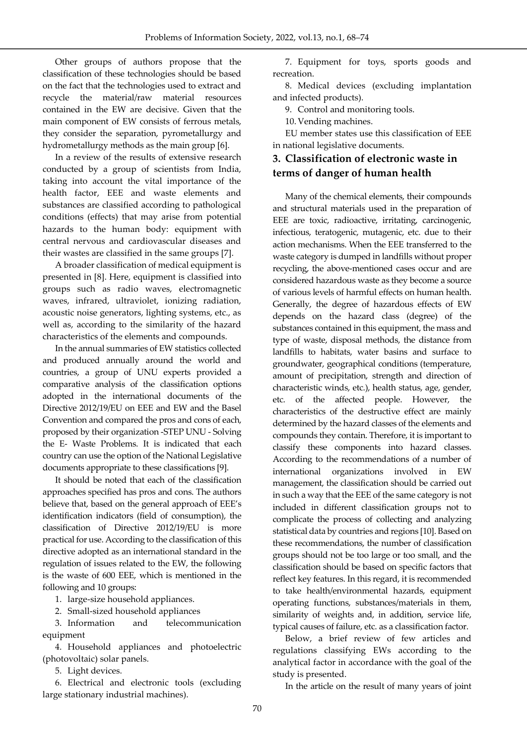Other groups of authors propose that the classification of these technologies should be based on the fact that the technologies used to extract and recycle the material/raw material resources contained in the EW are decisive. Given that the main component of EW consists of ferrous metals, they consider the separation, pyrometallurgy and hydrometallurgy methods as the main group [6].

In a review of the results of extensive research conducted by a group of scientists from India, taking into account the vital importance of the health factor, EEE and waste elements and substances are classified according to pathological conditions (effects) that may arise from potential hazards to the human body: equipment with central nervous and cardiovascular diseases and their wastes are classified in the same groups [7].

A broader classification of medical equipment is presented in [8]. Here, equipment is classified into groups such as radio waves, electromagnetic waves, infrared, ultraviolet, ionizing radiation, acoustic noise generators, lighting systems, etc., as well as, according to the similarity of the hazard characteristics of the elements and compounds.

In the annual summaries of EW statistics collected and produced annually around the world and countries, a group of UNU experts provided a comparative analysis of the classification options adopted in the international documents of the Directive 2012/19/EU on EEE and EW and the Basel Convention and compared the pros and cons of each, proposed by their organization -STEP UNU - Solving the E- Waste Problems. It is indicated that each country can use the option of the National Legislative documents appropriate to these classifications [9].

It should be noted that each of the classification approaches specified has pros and cons. The authors believe that, based on the general approach of EEE's identification indicators (field of consumption), the classification of Directive 2012/19/EU is more practical for use. According to the classification of this directive adopted as an international standard in the regulation of issues related to the EW, the following is the waste of 600 EEE, which is mentioned in the following and 10 groups:

1. large-size household appliances.
2. Small-sized household appliances
3. Information and telecommunication equipment
4. Household appliances and photoelectric (photovoltaic) solar panels.
5. Light devices.
6. Electrical and electronic tools (excluding large stationary industrial machines).
7. Equipment for toys, sports goods and recreation.
8. Medical devices (excluding implantation and infected products).
9. Control and monitoring tools.
10. Vending machines.

EU member states use this classification of EEE in national legislative documents.

## 3. Classification of electronic waste in terms of danger of human health

Many of the chemical elements, their compounds and structural materials used in the preparation of EEE are toxic, radioactive, irritating, carcinogenic, infectious, teratogenic, mutagenic, etc. due to their action mechanisms. When the EEE transferred to the waste category is dumped in landfills without proper recycling, the above-mentioned cases occur and are considered hazardous waste as they become a source of various levels of harmful effects on human health. Generally, the degree of hazardous effects of EW depends on the hazard class (degree) of the substances contained in this equipment, the mass and type of waste, disposal methods, the distance from landfills to habitats, water basins and surface to groundwater, geographical conditions (temperature, amount of precipitation, strength and direction of characteristic winds, etc.), health status, age, gender, etc. of the affected people. However, the characteristics of the destructive effect are mainly determined by the hazard classes of the elements and compounds they contain. Therefore, it is important to classify these components into hazard classes. According to the recommendations of a number of international organizations involved in EW management, the classification should be carried out in such a way that the EEE of the same category is not included in different classification groups not to complicate the process of collecting and analyzing statistical data by countries and regions [10]. Based on these recommendations, the number of classification groups should not be too large or too small, and the classification should be based on specific factors that reflect key features. In this regard, it is recommended to take health/environmental hazards, equipment operating functions, substances/materials in them, similarity of weights and, in addition, service life, typical causes of failure, etc. as a classification factor.

Below, a brief review of few articles and regulations classifying EWs according to the analytical factor in accordance with the goal of the study is presented.

In the article on the result of many years of joint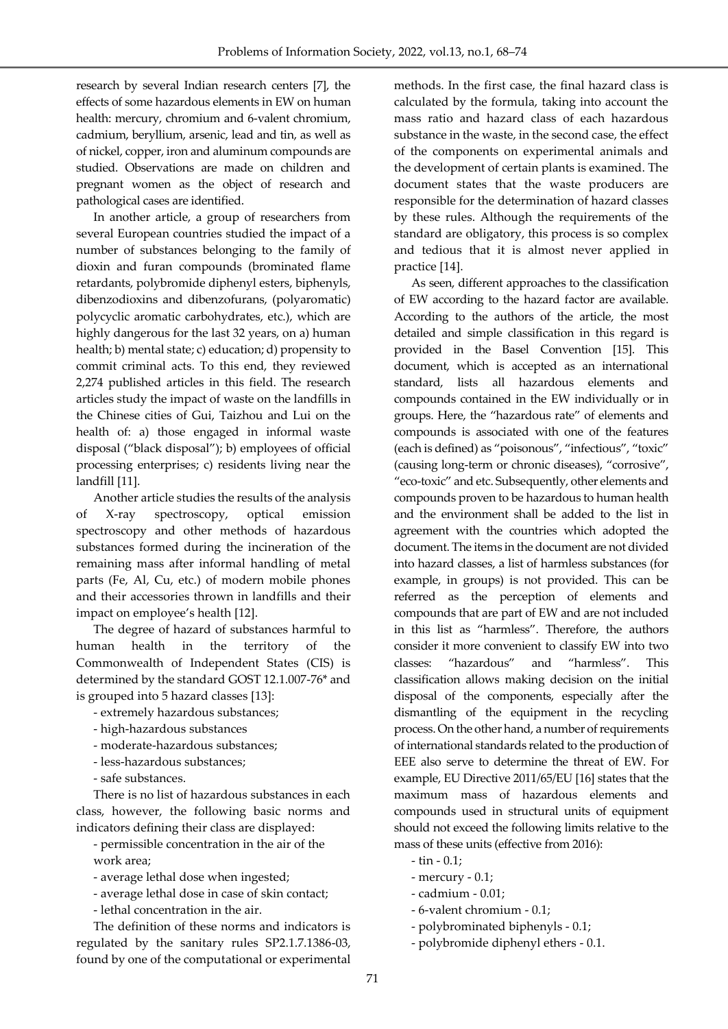research by several Indian research centers [7], the effects of some hazardous elements in EW on human health: mercury, chromium and 6-valent chromium, cadmium, beryllium, arsenic, lead and tin, as well as of nickel, copper, iron and aluminum compounds are studied. Observations are made on children and pregnant women as the object of research and pathological cases are identified.

In another article, a group of researchers from several European countries studied the impact of a number of substances belonging to the family of dioxin and furan compounds (brominated flame retardants, polybromide diphenyl esters, biphenyls, dibenzodioxins and dibenzofurans, (polyaromatic) polycyclic aromatic carbohydrates, etc.), which are highly dangerous for the last 32 years, on a) human health; b) mental state; c) education; d) propensity to commit criminal acts. To this end, they reviewed 2,274 published articles in this field. The research articles study the impact of waste on the landfills in the Chinese cities of Gui, Taizhou and Lui on the health of: a) those engaged in informal waste disposal ("black disposal"); b) employees of official processing enterprises; c) residents living near the landfill [11].

Another article studies the results of the analysis of X-ray spectroscopy, optical emission spectroscopy and other methods of hazardous substances formed during the incineration of the remaining mass after informal handling of metal parts (Fe, Al, Cu, etc.) of modern mobile phones and their accessories thrown in landfills and their impact on employee's health [12].

The degree of hazard of substances harmful to human health in the territory of the Commonwealth of Independent States (CIS) is determined by the standard GOST 12.1.007-76* and is grouped into 5 hazard classes [13]:

- extremely hazardous substances;
- high-hazardous substances
- moderate-hazardous substances;
- less-hazardous substances;
- safe substances.

There is no list of hazardous substances in each class, however, the following basic norms and indicators defining their class are displayed:

- permissible concentration in the air of the work area;
- average lethal dose when ingested;
- average lethal dose in case of skin contact;
- lethal concentration in the air.

The definition of these norms and indicators is regulated by the sanitary rules SP2.1.7.1386-03, found by one of the computational or experimental methods. In the first case, the final hazard class is calculated by the formula, taking into account the mass ratio and hazard class of each hazardous substance in the waste, in the second case, the effect of the components on experimental animals and the development of certain plants is examined. The document states that the waste producers are responsible for the determination of hazard classes by these rules. Although the requirements of the standard are obligatory, this process is so complex and tedious that it is almost never applied in practice [14].

As seen, different approaches to the classification of EW according to the hazard factor are available. According to the authors of the article, the most detailed and simple classification in this regard is provided in the Basel Convention [15]. This document, which is accepted as an international standard, lists all hazardous elements and compounds contained in the EW individually or in groups. Here, the "hazardous rate" of elements and compounds is associated with one of the features (each is defined) as "poisonous", "infectious", "toxic" (causing long-term or chronic diseases), "corrosive", "eco-toxic" and etc. Subsequently, other elements and compounds proven to be hazardous to human health and the environment shall be added to the list in agreement with the countries which adopted the document. The items in the document are not divided into hazard classes, a list of harmless substances (for example, in groups) is not provided. This can be referred as the perception of elements and compounds that are part of EW and are not included in this list as "harmless". Therefore, the authors consider it more convenient to classify EW into two classes: "hazardous" and "harmless". This classification allows making decision on the initial disposal of the components, especially after the dismantling of the equipment in the recycling process. On the other hand, a number of requirements of international standards related to the production of EEE also serve to determine the threat of EW. For example, EU Directive 2011/65/EU [16] states that the maximum mass of hazardous elements and compounds used in structural units of equipment should not exceed the following limits relative to the mass of these units (effective from 2016):

- tin - 0.1;
- mercury - 0.1;
- cadmium - 0.01;
- 6-valent chromium - 0.1;
- polybrominated biphenyls - 0.1;
- polybromide diphenyl ethers - 0.1.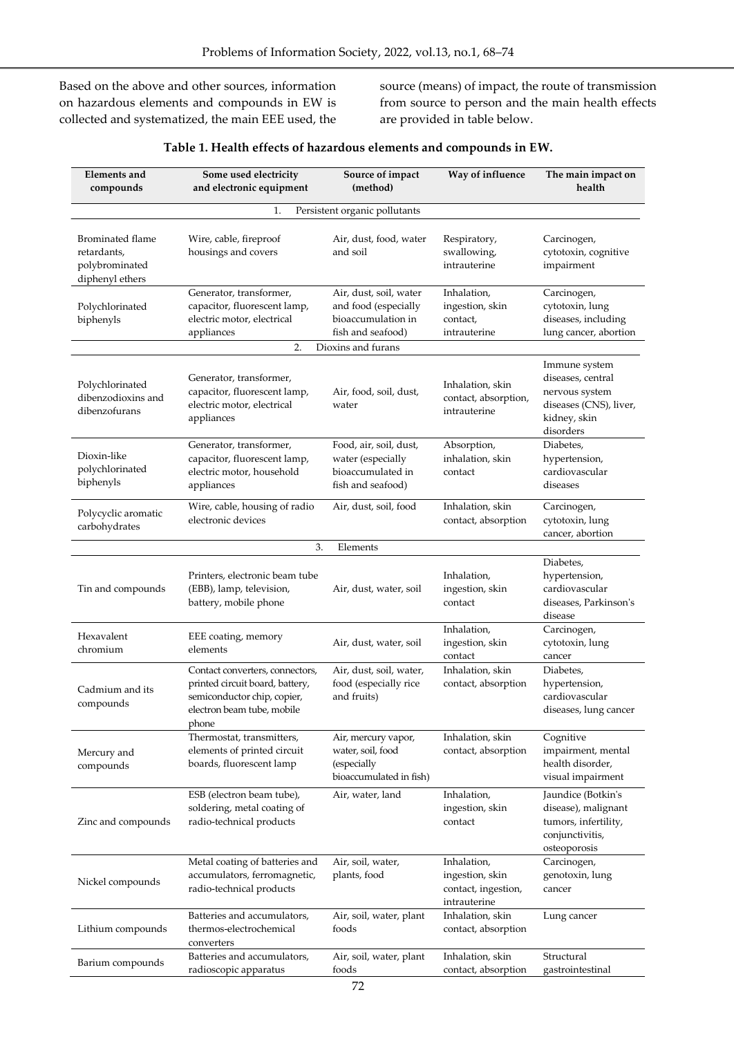Based on the above and other sources, information on hazardous elements and compounds in EW is collected and systematized, the main EEE used, the source (means) of impact, the route of transmission from source to person and the main health effects are provided in table below.

**Table 1. Health effects of hazardous elements and compounds in EW.**

| Elements and compounds | Some used electricity and electronic equipment | Source of impact (method) | Way of influence | The main impact on health |
|---|---|---|---|---|
| | | 1. Persistent organic pollutants | | |
| Brominated flame retardants, polybrominated diphenyl ethers | Wire, cable, fireproof housings and covers | Air, dust, food, water and soil | Respiratory, swallowing, intrauterine | Carcinogen, cytotoxin, cognitive impairment |
| Polychlorinated biphenyls | Generator, transformer, capacitor, fluorescent lamp, electric motor, electrical appliances | Air, dust, soil, water and food (especially bioaccumulation in fish and seafood) | Inhalation, ingestion, skin contact, intrauterine | Carcinogen, cytotoxin, lung diseases, including lung cancer, abortion |
| | | 2. Dioxins and furans | | |
| Polychlorinated dibenzodioxins and dibenzofurans | Generator, transformer, capacitor, fluorescent lamp, electric motor, electrical appliances | Air, food, soil, dust, water | Inhalation, skin contact, absorption, intrauterine | Immune system diseases, central nervous system diseases (CNS), liver, kidney, skin disorders |
| Dioxin-like polychlorinated biphenyls | Generator, transformer, capacitor, fluorescent lamp, electric motor, household appliances | Food, air, soil, dust, water (especially bioaccumulated in fish and seafood) | Absorption, inhalation, skin contact | Diabetes, hypertension, cardiovascular diseases |
| Polycyclic aromatic carbohydrates | Wire, cable, housing of radio electronic devices | Air, dust, soil, food | Inhalation, skin contact, absorption | Carcinogen, cytotoxin, lung cancer, abortion |
| | | 3. Elements | | |
| Tin and compounds | Printers, electronic beam tube (EBB), lamp, television, battery, mobile phone | Air, dust, water, soil | Inhalation, ingestion, skin contact | Diabetes, hypertension, cardiovascular diseases, Parkinson's disease |
| Hexavalent chromium | EEE coating, memory elements | Air, dust, water, soil | Inhalation, ingestion, skin contact | Carcinogen, cytotoxin, lung cancer |
| Cadmium and its compounds | Contact converters, connectors, printed circuit board, battery, semiconductor chip, copier, electron beam tube, mobile phone | Air, dust, soil, water, food (especially rice and fruits) | Inhalation, skin contact, absorption | Diabetes, hypertension, cardiovascular diseases, lung cancer |
| Mercury and compounds | Thermostat, transmitters, elements of printed circuit boards, fluorescent lamp | Air, mercury vapor, water, soil, food (especially bioaccumulated in fish) | Inhalation, skin contact, absorption | Cognitive impairment, mental health disorder, visual impairment |
| Zinc and compounds | ESB (electron beam tube), soldering, metal coating of radio-technical products | Air, water, land | Inhalation, ingestion, skin contact | Jaundice (Botkin's disease), malignant tumors, infertility, conjunctivitis, osteoporosis |
| Nickel compounds | Metal coating of batteries and accumulators, ferromagnetic, radio-technical products | Air, soil, water, plants, food | Inhalation, ingestion, skin contact, ingestion, intrauterine | Carcinogen, genotoxin, lung cancer |
| Lithium compounds | Batteries and accumulators, thermos-electrochemical converters | Air, soil, water, plant foods | Inhalation, skin contact, absorption | Lung cancer |
| Barium compounds | Batteries and accumulators, radioscopic apparatus | Air, soil, water, plant foods | Inhalation, skin contact, absorption | Structural gastrointestinal |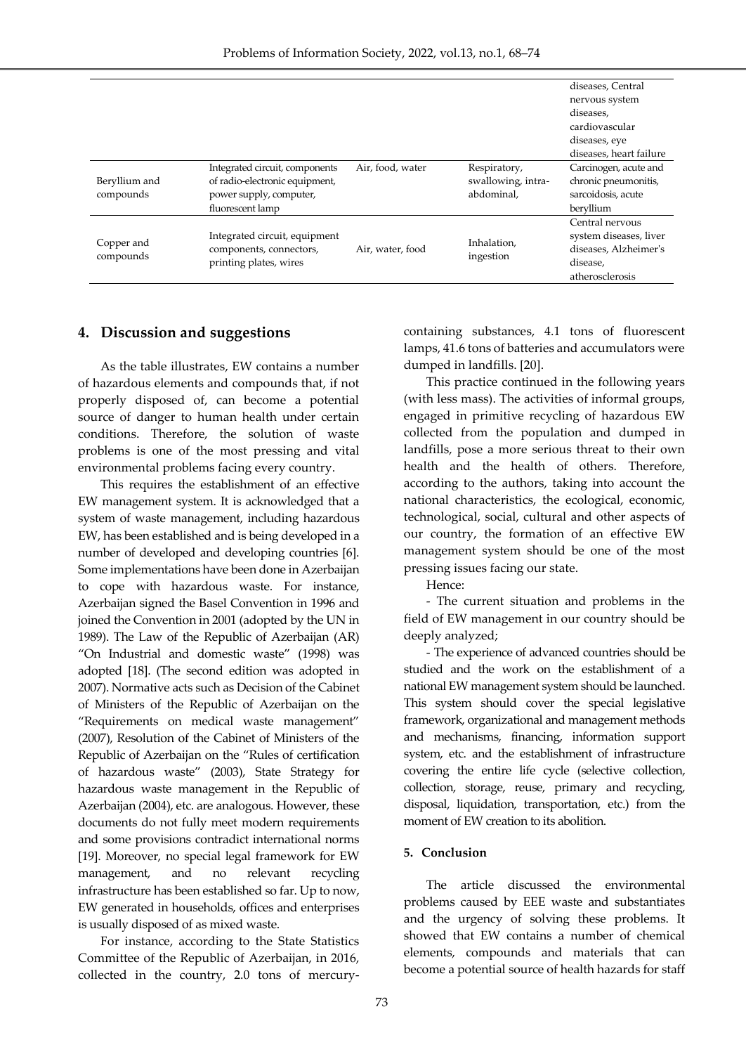| | | | | diseases, Central nervous system diseases, cardiovascular diseases, eye diseases, heart failure |
|---|---|---|---|---|
| Beryllium and compounds | Integrated circuit, components of radio-electronic equipment, power supply, computer, fluorescent lamp | Air, food, water | Respiratory, swallowing, intra-abdominal, | Carcinogen, acute and chronic pneumonitis, sarcoidosis, acute beryllium |
| Copper and compounds | Integrated circuit, equipment components, connectors, printing plates, wires | Air, water, food | Inhalation, ingestion | Central nervous system diseases, liver diseases, Alzheimer's disease, atherosclerosis |

## 4. Discussion and suggestions

As the table illustrates, EW contains a number of hazardous elements and compounds that, if not properly disposed of, can become a potential source of danger to human health under certain conditions. Therefore, the solution of waste problems is one of the most pressing and vital environmental problems facing every country.

This requires the establishment of an effective EW management system. It is acknowledged that a system of waste management, including hazardous EW, has been established and is being developed in a number of developed and developing countries [6]. Some implementations have been done in Azerbaijan to cope with hazardous waste. For instance, Azerbaijan signed the Basel Convention in 1996 and joined the Convention in 2001 (adopted by the UN in 1989). The Law of the Republic of Azerbaijan (AR) "On Industrial and domestic waste" (1998) was adopted [18]. (The second edition was adopted in 2007). Normative acts such as Decision of the Cabinet of Ministers of the Republic of Azerbaijan on the "Requirements on medical waste management" (2007), Resolution of the Cabinet of Ministers of the Republic of Azerbaijan on the "Rules of certification of hazardous waste" (2003), State Strategy for hazardous waste management in the Republic of Azerbaijan (2004), etc. are analogous. However, these documents do not fully meet modern requirements and some provisions contradict international norms [19]. Moreover, no special legal framework for EW management, and no relevant recycling infrastructure has been established so far. Up to now, EW generated in households, offices and enterprises is usually disposed of as mixed waste.

For instance, according to the State Statistics Committee of the Republic of Azerbaijan, in 2016, collected in the country, 2.0 tons of mercury-containing substances, 4.1 tons of fluorescent lamps, 41.6 tons of batteries and accumulators were dumped in landfills. [20].

This practice continued in the following years (with less mass). The activities of informal groups, engaged in primitive recycling of hazardous EW collected from the population and dumped in landfills, pose a more serious threat to their own health and the health of others. Therefore, according to the authors, taking into account the national characteristics, the ecological, economic, technological, social, cultural and other aspects of our country, the formation of an effective EW management system should be one of the most pressing issues facing our state.

Hence:

- The current situation and problems in the field of EW management in our country should be deeply analyzed;
- The experience of advanced countries should be studied and the work on the establishment of a national EW management system should be launched. This system should cover the special legislative framework, organizational and management methods and mechanisms, financing, information support system, etc. and the establishment of infrastructure covering the entire life cycle (selective collection, collection, storage, reuse, primary and recycling, disposal, liquidation, transportation, etc.) from the moment of EW creation to its abolition.

## 5. Conclusion

The article discussed the environmental problems caused by EEE waste and substantiates and the urgency of solving these problems. It showed that EW contains a number of chemical elements, compounds and materials that can become a potential source of health hazards for staff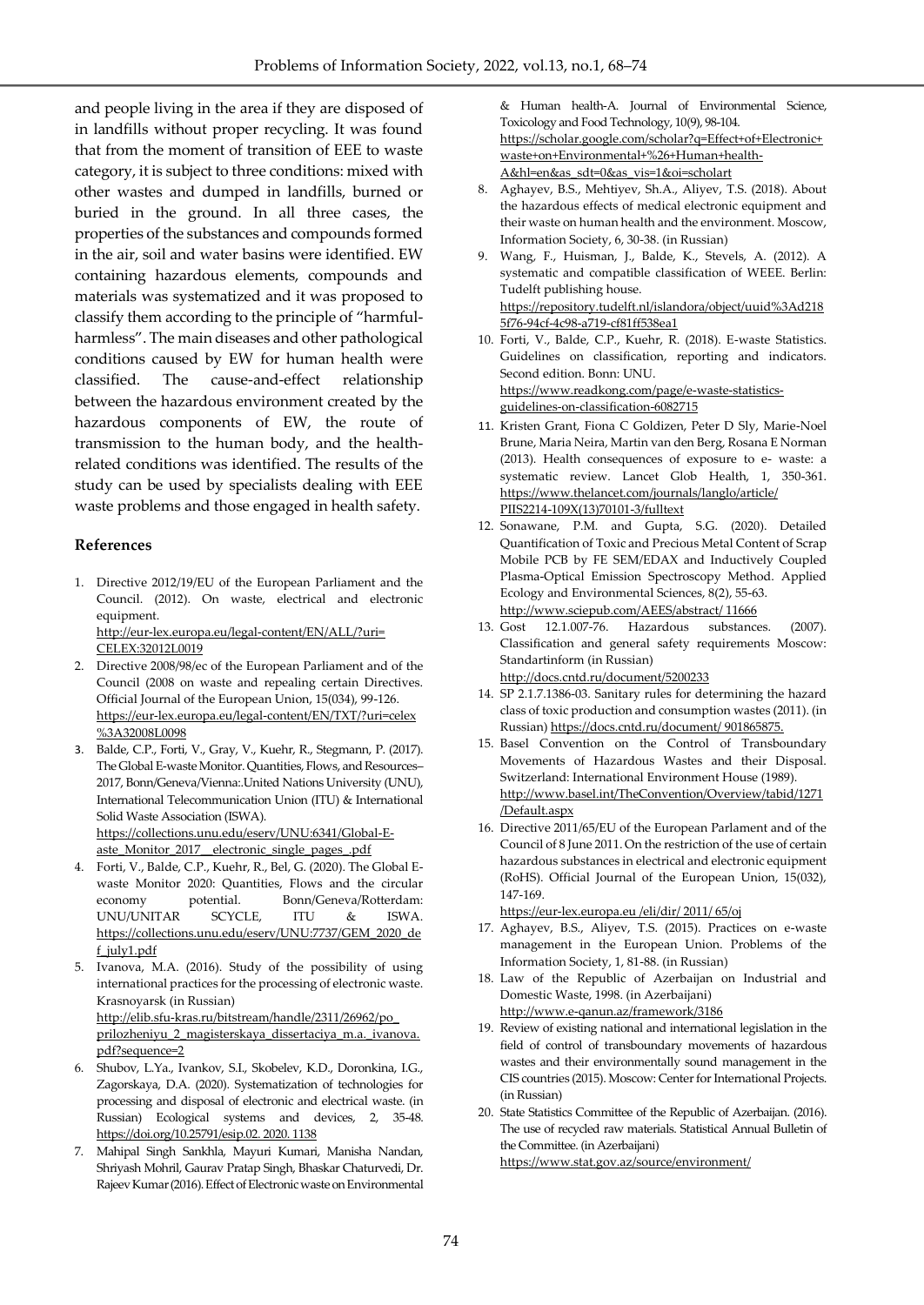and people living in the area if they are disposed of in landfills without proper recycling. It was found that from the moment of transition of EEE to waste category, it is subject to three conditions: mixed with other wastes and dumped in landfills, burned or buried in the ground. In all three cases, the properties of the substances and compounds formed in the air, soil and water basins were identified. EW containing hazardous elements, compounds and materials was systematized and it was proposed to classify them according to the principle of "harmful-harmless". The main diseases and other pathological conditions caused by EW for human health were classified. The cause-and-effect relationship between the hazardous environment created by the hazardous components of EW, the route of transmission to the human body, and the health-related conditions was identified. The results of the study can be used by specialists dealing with EEE waste problems and those engaged in health safety.

### References

1. Directive 2012/19/EU of the European Parliament and the Council. (2012). On waste, electrical and electronic equipment. http://eur-lex.europa.eu/legal-content/EN/ALL/?uri=CELEX:32012L0019
2. Directive 2008/98/ec of the European Parliament and of the Council (2008 on waste and repealing certain Directives. Official Journal of the European Union, 15(034), 99-126. https://eur-lex.europa.eu/legal-content/EN/TXT/?uri=celex%3A32008L0098
3. Balde, C.P., Forti, V., Gray, V., Kuehr, R., Stegmann, P. (2017). The Global E-waste Monitor. Quantities, Flows, and Resources–2017, Bonn/Geneva/Vienna:.United Nations University (UNU), International Telecommunication Union (ITU) & International Solid Waste Association (ISWA). https://collections.unu.edu/eserv/UNU:6341/Global-E-aste_Monitor_2017__electronic_single_pages_.pdf
4. Forti, V., Balde, C.P., Kuehr, R., Bel, G. (2020). The Global E-waste Monitor 2020: Quantities, Flows and the circular economy potential. Bonn/Geneva/Rotterdam: UNU/UNITAR SCYCLE, ITU & ISWA. https://collections.unu.edu/eserv/UNU:7737/GEM_2020_def_july1.pdf
5. Ivanova, M.A. (2016). Study of the possibility of using international practices for the processing of electronic waste. Krasnoyarsk (in Russian) http://elib.sfu-kras.ru/bitstream/handle/2311/26962/po_prilozheniyu_2_magisterskaya_dissertaciya_m.a._ivanova.pdf?sequence=2
6. Shubov, L.Ya., Ivankov, S.I., Skobelev, K.D., Doronkina, I.G., Zagorskaya, D.A. (2020). Systematization of technologies for processing and disposal of electronic and electrical waste. (in Russian) Ecological systems and devices, 2, 35-48. https://doi.org/10.25791/esip.02. 2020. 1138
7. Mahipal Singh Sankhla, Mayuri Kumari, Manisha Nandan, Shriyash Mohril, Gaurav Pratap Singh, Bhaskar Chaturvedi, Dr. Rajeev Kumar (2016). Effect of Electronic waste on Environmental & Human health-A. Journal of Environmental Science, Toxicology and Food Technology, 10(9), 98-104. https://scholar.google.com/scholar?q=Effect+of+Electronic+waste+on+Environmental+%26+Human+health-A&hl=en&as_sdt=0&as_vis=1&oi=scholart
8. Aghayev, B.S., Mehtiyev, Sh.A., Aliyev, T.S. (2018). About the hazardous effects of medical electronic equipment and their waste on human health and the environment. Moscow, Information Society, 6, 30-38. (in Russian)
9. Wang, F., Huisman, J., Balde, K., Stevels, A. (2012). A systematic and compatible classification of WEEE. Berlin: Tudelft publishing house. https://repository.tudelft.nl/islandora/object/uuid%3Ad2185f76-94cf-4c98-a719-cf81ff538ea1
10. Forti, V., Balde, C.P., Kuehr, R. (2018). E-waste Statistics. Guidelines on classification, reporting and indicators. Second edition. Bonn: UNU. https://www.readkong.com/page/e-waste-statistics-guidelines-on-classification-6082715
11. Kristen Grant, Fiona C Goldizen, Peter D Sly, Marie-Noel Brune, Maria Neira, Martin van den Berg, Rosana E Norman (2013). Health consequences of exposure to e- waste: a systematic review. Lancet Glob Health, 1, 350-361. https://www.thelancet.com/journals/langlo/article/PIIS2214-109X(13)70101-3/fulltext
12. Sonawane, P.M. and Gupta, S.G. (2020). Detailed Quantification of Toxic and Precious Metal Content of Scrap Mobile PCB by FE SEM/EDAX and Inductively Coupled Plasma-Optical Emission Spectroscopy Method. Applied Ecology and Environmental Sciences, 8(2), 55-63. http://www.sciepub.com/AEES/abstract/ 11666
13. Gost 12.1.007-76. Hazardous substances. (2007). Classification and general safety requirements Moscow: Standartinform (in Russian) http://docs.cntd.ru/document/5200233
14. SP 2.1.7.1386-03. Sanitary rules for determining the hazard class of toxic production and consumption wastes (2011). (in Russian) https://docs.cntd.ru/document/ 901865875.
15. Basel Convention on the Control of Transboundary Movements of Hazardous Wastes and their Disposal. Switzerland: International Environment House (1989). http://www.basel.int/TheConvention/Overview/tabid/1271/Default.aspx
16. Directive 2011/65/EU of the European Parlament and of the Council of 8 June 2011. On the restriction of the use of certain hazardous substances in electrical and electronic equipment (RoHS). Official Journal of the European Union, 15(032), 147-169. https://eur-lex.europa.eu /eli/dir/ 2011/ 65/oj
17. Aghayev, B.S., Aliyev, T.S. (2015). Practices on e-waste management in the European Union. Problems of the Information Society, 1, 81-88. (in Russian)
18. Law of the Republic of Azerbaijan on Industrial and Domestic Waste, 1998. (in Azerbaijani) http://www.e-qanun.az/framework/3186
19. Review of existing national and international legislation in the field of control of transboundary movements of hazardous wastes and their environmentally sound management in the CIS countries (2015). Moscow: Center for International Projects. (in Russian)
20. State Statistics Committee of the Republic of Azerbaijan. (2016). The use of recycled raw materials. Statistical Annual Bulletin of the Committee. (in Azerbaijani) https://www.stat.gov.az/source/environment/